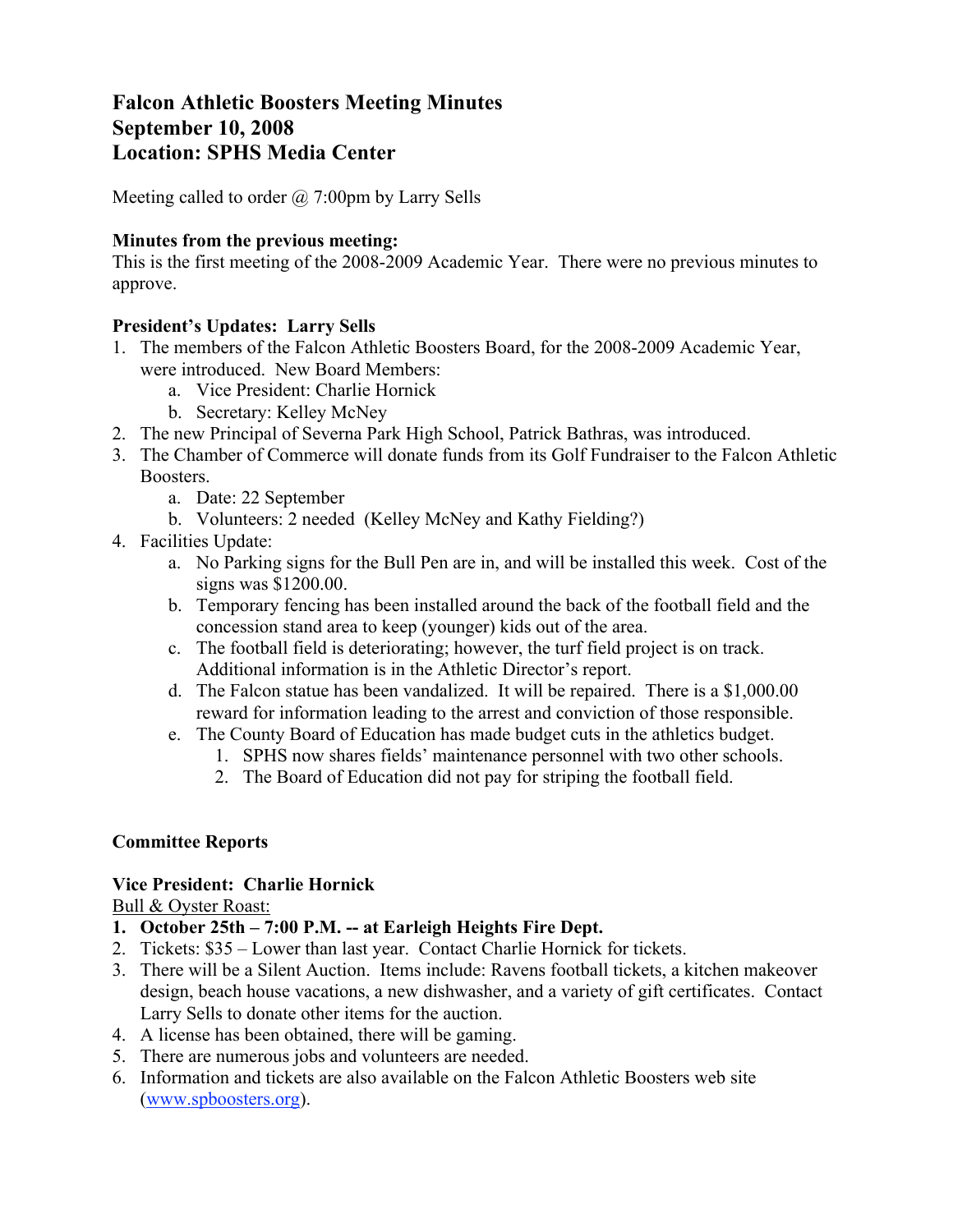# Falcon Athletic Boosters Meeting Minutes
# September 10, 2008
# Location: SPHS Media Center

Meeting called to order @ 7:00pm by Larry Sells

**Minutes from the previous meeting:**
This is the first meeting of the 2008-2009 Academic Year. There were no previous minutes to approve.

**President's Updates: Larry Sells**

1. The members of the Falcon Athletic Boosters Board, for the 2008-2009 Academic Year, were introduced. New Board Members:
   a. Vice President: Charlie Hornick
   b. Secretary: Kelley McNey
2. The new Principal of Severna Park High School, Patrick Bathras, was introduced.
3. The Chamber of Commerce will donate funds from its Golf Fundraiser to the Falcon Athletic Boosters.
   a. Date: 22 September
   b. Volunteers: 2 needed (Kelley McNey and Kathy Fielding?)
4. Facilities Update:
   a. No Parking signs for the Bull Pen are in, and will be installed this week. Cost of the signs was $1200.00.
   b. Temporary fencing has been installed around the back of the football field and the concession stand area to keep (younger) kids out of the area.
   c. The football field is deteriorating; however, the turf field project is on track. Additional information is in the Athletic Director's report.
   d. The Falcon statue has been vandalized. It will be repaired. There is a $1,000.00 reward for information leading to the arrest and conviction of those responsible.
   e. The County Board of Education has made budget cuts in the athletics budget.
      1. SPHS now shares fields' maintenance personnel with two other schools.
      2. The Board of Education did not pay for striping the football field.

**Committee Reports**

**Vice President: Charlie Hornick**

Bull & Oyster Roast:

1. **October 25th – 7:00 P.M. -- at Earleigh Heights Fire Dept.**
2. Tickets: $35 – Lower than last year. Contact Charlie Hornick for tickets.
3. There will be a Silent Auction. Items include: Ravens football tickets, a kitchen makeover design, beach house vacations, a new dishwasher, and a variety of gift certificates. Contact Larry Sells to donate other items for the auction.
4. A license has been obtained, there will be gaming.
5. There are numerous jobs and volunteers are needed.
6. Information and tickets are also available on the Falcon Athletic Boosters web site (www.spboosters.org).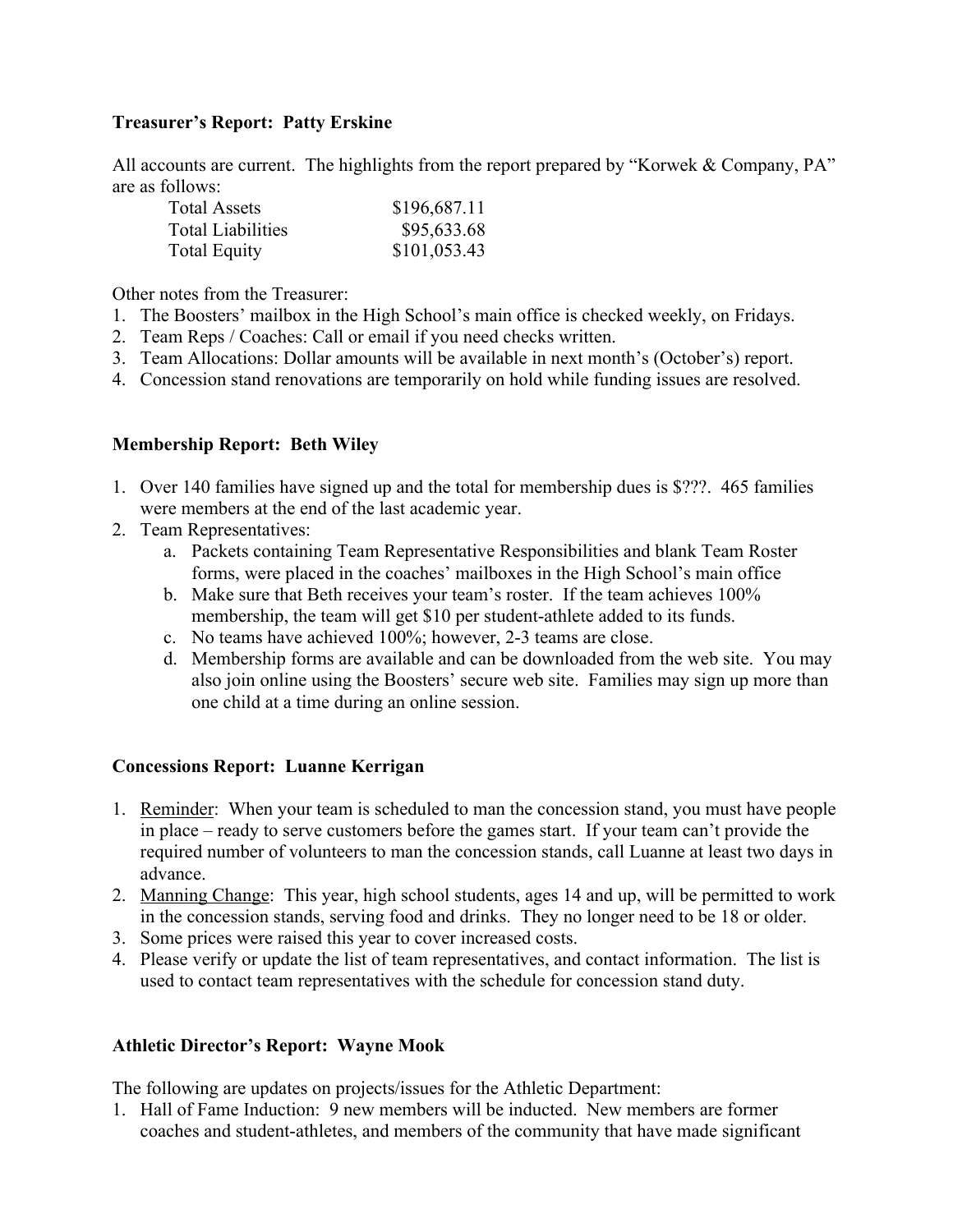**Treasurer's Report: Patty Erskine**

All accounts are current. The highlights from the report prepared by "Korwek & Company, PA" are as follows:

| | |
|---|---|
| Total Assets | $196,687.11 |
| Total Liabilities | $95,633.68 |
| Total Equity | $101,053.43 |

Other notes from the Treasurer:

1. The Boosters' mailbox in the High School's main office is checked weekly, on Fridays.
2. Team Reps / Coaches: Call or email if you need checks written.
3. Team Allocations: Dollar amounts will be available in next month's (October's) report.
4. Concession stand renovations are temporarily on hold while funding issues are resolved.

**Membership Report: Beth Wiley**

1. Over 140 families have signed up and the total for membership dues is $???. 465 families were members at the end of the last academic year.
2. Team Representatives:
   a. Packets containing Team Representative Responsibilities and blank Team Roster forms, were placed in the coaches' mailboxes in the High School's main office
   b. Make sure that Beth receives your team's roster. If the team achieves 100% membership, the team will get $10 per student-athlete added to its funds.
   c. No teams have achieved 100%; however, 2-3 teams are close.
   d. Membership forms are available and can be downloaded from the web site. You may also join online using the Boosters' secure web site. Families may sign up more than one child at a time during an online session.

**Concessions Report: Luanne Kerrigan**

1. Reminder: When your team is scheduled to man the concession stand, you must have people in place – ready to serve customers before the games start. If your team can't provide the required number of volunteers to man the concession stands, call Luanne at least two days in advance.
2. Manning Change: This year, high school students, ages 14 and up, will be permitted to work in the concession stands, serving food and drinks. They no longer need to be 18 or older.
3. Some prices were raised this year to cover increased costs.
4. Please verify or update the list of team representatives, and contact information. The list is used to contact team representatives with the schedule for concession stand duty.

**Athletic Director's Report: Wayne Mook**

The following are updates on projects/issues for the Athletic Department:

1. Hall of Fame Induction: 9 new members will be inducted. New members are former coaches and student-athletes, and members of the community that have made significant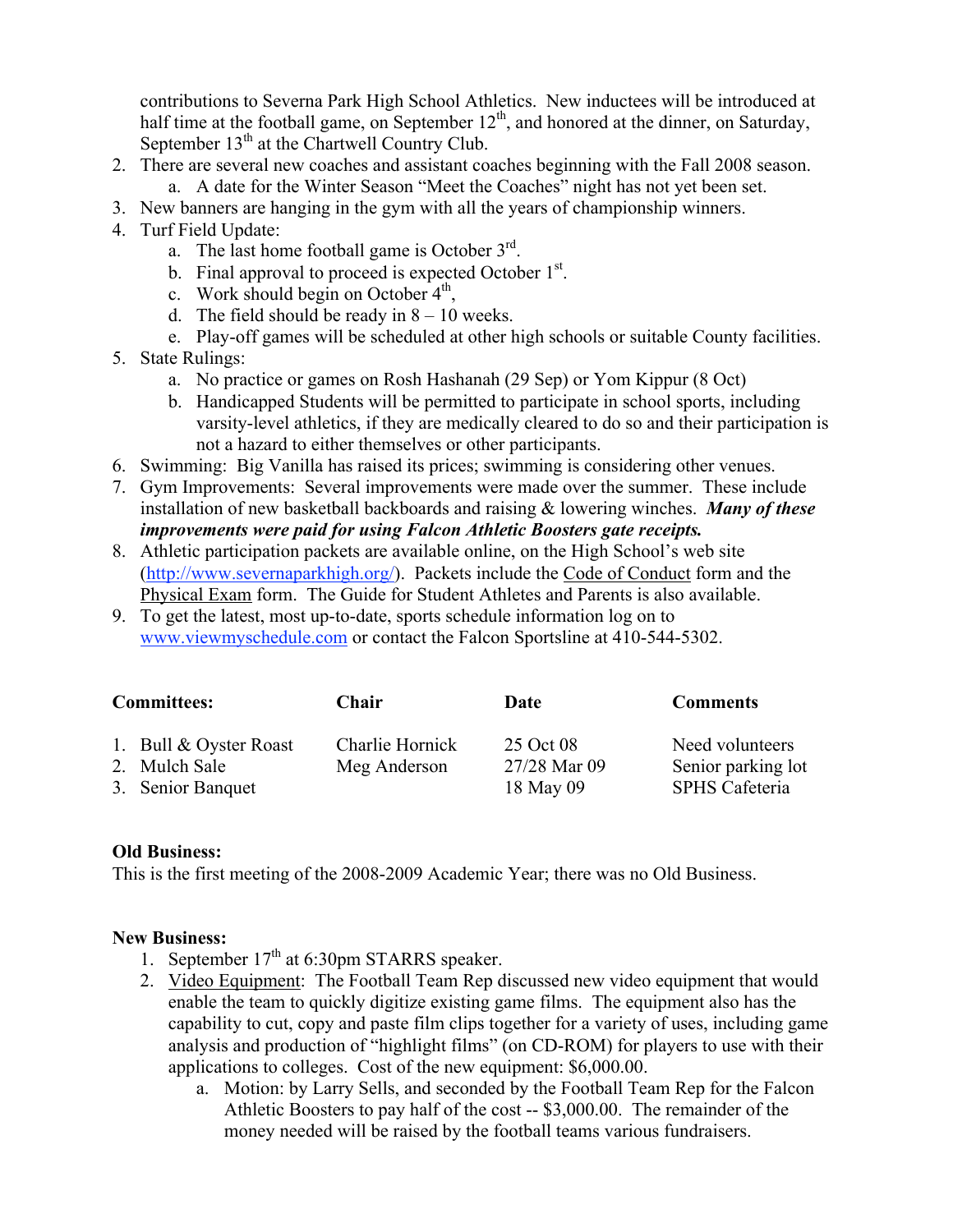contributions to Severna Park High School Athletics. New inductees will be introduced at half time at the football game, on September 12th, and honored at the dinner, on Saturday, September 13th at the Chartwell Country Club.

2. There are several new coaches and assistant coaches beginning with the Fall 2008 season.
   a. A date for the Winter Season "Meet the Coaches" night has not yet been set.
3. New banners are hanging in the gym with all the years of championship winners.
4. Turf Field Update:
   a. The last home football game is October 3rd.
   b. Final approval to proceed is expected October 1st.
   c. Work should begin on October 4th,
   d. The field should be ready in 8 – 10 weeks.
   e. Play-off games will be scheduled at other high schools or suitable County facilities.
5. State Rulings:
   a. No practice or games on Rosh Hashanah (29 Sep) or Yom Kippur (8 Oct)
   b. Handicapped Students will be permitted to participate in school sports, including varsity-level athletics, if they are medically cleared to do so and their participation is not a hazard to either themselves or other participants.
6. Swimming: Big Vanilla has raised its prices; swimming is considering other venues.
7. Gym Improvements: Several improvements were made over the summer. These include installation of new basketball backboards and raising & lowering winches. ***Many of these improvements were paid for using Falcon Athletic Boosters gate receipts.***
8. Athletic participation packets are available online, on the High School's web site (http://www.severnaparkhigh.org/). Packets include the Code of Conduct form and the Physical Exam form. The Guide for Student Athletes and Parents is also available.
9. To get the latest, most up-to-date, sports schedule information log on to www.viewmyschedule.com or contact the Falcon Sportsline at 410-544-5302.

| **Committees:** | **Chair** | **Date** | **Comments** |
|---|---|---|---|
| 1. Bull & Oyster Roast | Charlie Hornick | 25 Oct 08 | Need volunteers |
| 2. Mulch Sale | Meg Anderson | 27/28 Mar 09 | Senior parking lot |
| 3. Senior Banquet | | 18 May 09 | SPHS Cafeteria |

**Old Business:**

This is the first meeting of the 2008-2009 Academic Year; there was no Old Business.

**New Business:**

1. September 17th at 6:30pm STARRS speaker.
2. Video Equipment: The Football Team Rep discussed new video equipment that would enable the team to quickly digitize existing game films. The equipment also has the capability to cut, copy and paste film clips together for a variety of uses, including game analysis and production of "highlight films" (on CD-ROM) for players to use with their applications to colleges. Cost of the new equipment: $6,000.00.
   a. Motion: by Larry Sells, and seconded by the Football Team Rep for the Falcon Athletic Boosters to pay half of the cost -- $3,000.00. The remainder of the money needed will be raised by the football teams various fundraisers.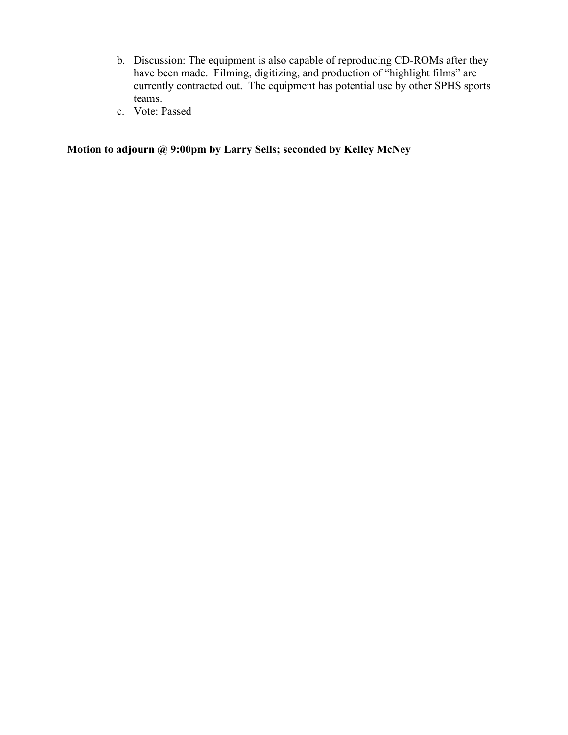b. Discussion: The equipment is also capable of reproducing CD-ROMs after they have been made. Filming, digitizing, and production of "highlight films" are currently contracted out. The equipment has potential use by other SPHS sports teams.
c. Vote: Passed

**Motion to adjourn @ 9:00pm by Larry Sells; seconded by Kelley McNey**